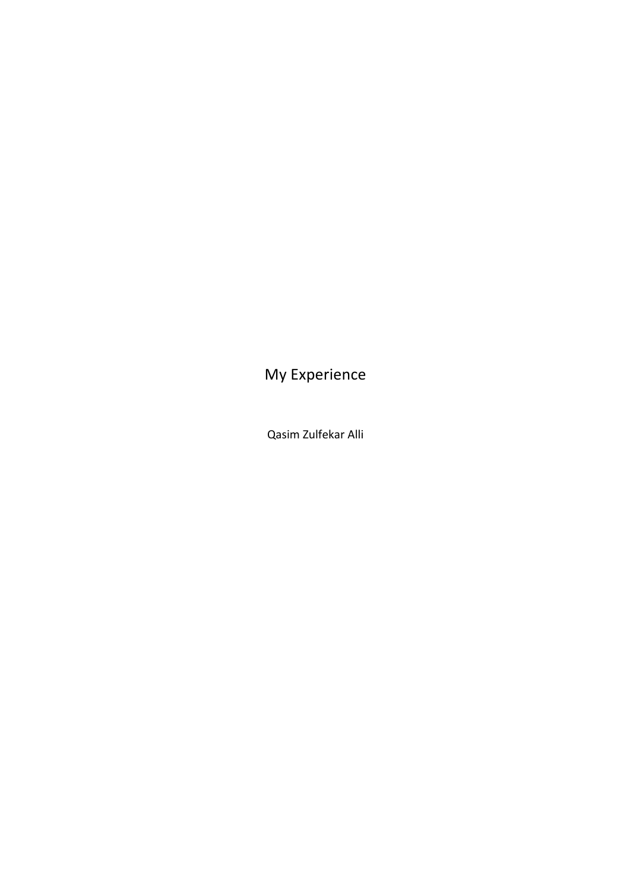# My Experience

Qasim Zulfekar Alli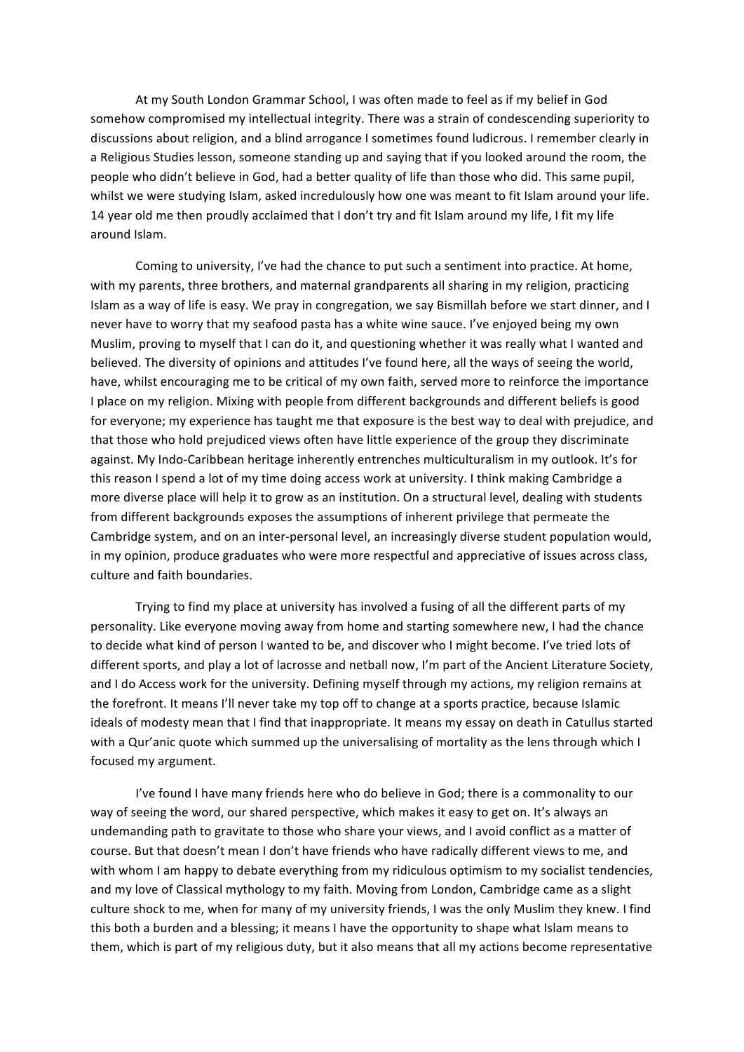At my South London Grammar School, I was often made to feel as if my belief in God somehow compromised my intellectual integrity. There was a strain of condescending superiority to discussions about religion, and a blind arrogance I sometimes found ludicrous. I remember clearly in a Religious Studies lesson, someone standing up and saying that if you looked around the room, the people who didn't believe in God, had a better quality of life than those who did. This same pupil, whilst we were studying Islam, asked incredulously how one was meant to fit Islam around your life. 14 year old me then proudly acclaimed that I don't try and fit Islam around my life, I fit my life around Islam.

Coming to university, I've had the chance to put such a sentiment into practice. At home, with my parents, three brothers, and maternal grandparents all sharing in my religion, practicing Islam as a way of life is easy. We pray in congregation, we say Bismillah before we start dinner, and I never have to worry that my seafood pasta has a white wine sauce. I've enjoyed being my own Muslim, proving to myself that I can do it, and questioning whether it was really what I wanted and believed. The diversity of opinions and attitudes I've found here, all the ways of seeing the world, have, whilst encouraging me to be critical of my own faith, served more to reinforce the importance I place on my religion. Mixing with people from different backgrounds and different beliefs is good for everyone; my experience has taught me that exposure is the best way to deal with prejudice, and that those who hold prejudiced views often have little experience of the group they discriminate against. My Indo-Caribbean heritage inherently entrenches multiculturalism in my outlook. It's for this reason I spend a lot of my time doing access work at university. I think making Cambridge a more diverse place will help it to grow as an institution. On a structural level, dealing with students from different backgrounds exposes the assumptions of inherent privilege that permeate the Cambridge system, and on an inter-personal level, an increasingly diverse student population would, in my opinion, produce graduates who were more respectful and appreciative of issues across class, culture and faith boundaries.

Trying to find my place at university has involved a fusing of all the different parts of my personality. Like everyone moving away from home and starting somewhere new, I had the chance to decide what kind of person I wanted to be, and discover who I might become. I've tried lots of different sports, and play a lot of lacrosse and netball now, I'm part of the Ancient Literature Society, and I do Access work for the university. Defining myself through my actions, my religion remains at the forefront. It means I'll never take my top off to change at a sports practice, because Islamic ideals of modesty mean that I find that inappropriate. It means my essay on death in Catullus started with a Qur'anic quote which summed up the universalising of mortality as the lens through which I focused my argument.

I've found I have many friends here who do believe in God; there is a commonality to our way of seeing the word, our shared perspective, which makes it easy to get on. It's always an undemanding path to gravitate to those who share your views, and I avoid conflict as a matter of course. But that doesn't mean I don't have friends who have radically different views to me, and with whom I am happy to debate everything from my ridiculous optimism to my socialist tendencies, and my love of Classical mythology to my faith. Moving from London, Cambridge came as a slight culture shock to me, when for many of my university friends, I was the only Muslim they knew. I find this both a burden and a blessing; it means I have the opportunity to shape what Islam means to them, which is part of my religious duty, but it also means that all my actions become representative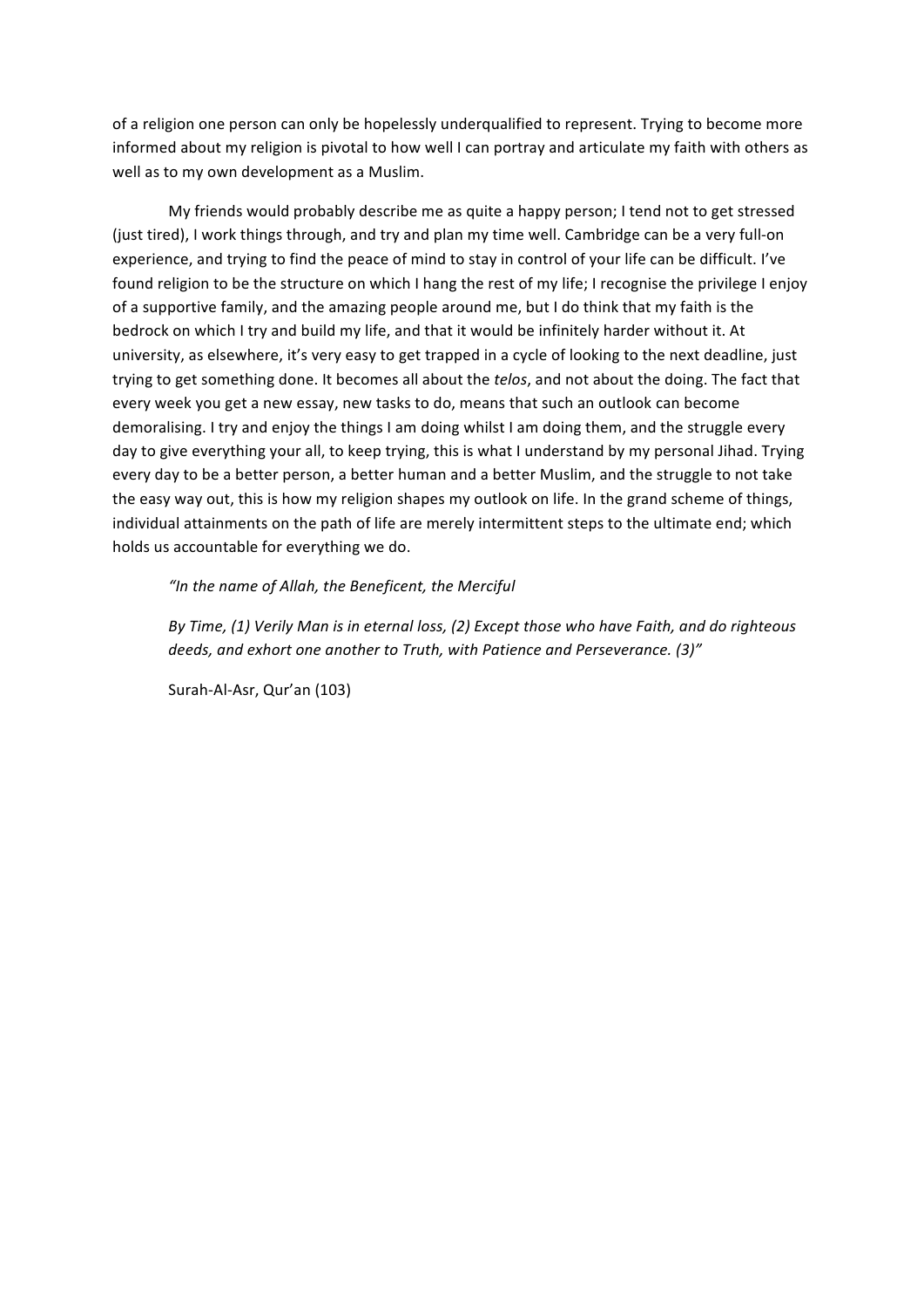of a religion one person can only be hopelessly underqualified to represent. Trying to become more informed about my religion is pivotal to how well I can portray and articulate my faith with others as well as to my own development as a Muslim.

My friends would probably describe me as quite a happy person; I tend not to get stressed (just tired), I work things through, and try and plan my time well. Cambridge can be a very full-on experience, and trying to find the peace of mind to stay in control of your life can be difficult. I've found religion to be the structure on which I hang the rest of my life; I recognise the privilege I enjoy of a supportive family, and the amazing people around me, but I do think that my faith is the bedrock on which I try and build my life, and that it would be infinitely harder without it. At university, as elsewhere, it's very easy to get trapped in a cycle of looking to the next deadline, just trying to get something done. It becomes all about the *telos*, and not about the doing. The fact that every week you get a new essay, new tasks to do, means that such an outlook can become demoralising. I try and enjoy the things I am doing whilst I am doing them, and the struggle every day to give everything your all, to keep trying, this is what I understand by my personal Jihad. Trying every day to be a better person, a better human and a better Muslim, and the struggle to not take the easy way out, this is how my religion shapes my outlook on life. In the grand scheme of things, individual attainments on the path of life are merely intermittent steps to the ultimate end; which holds us accountable for everything we do.

> *"In the name of Allah, the Beneficent, the Merciful*
>
> *By Time, (1) Verily Man is in eternal loss, (2) Except those who have Faith, and do righteous deeds, and exhort one another to Truth, with Patience and Perseverance. (3)"*
>
> Surah-Al-Asr, Qur'an (103)